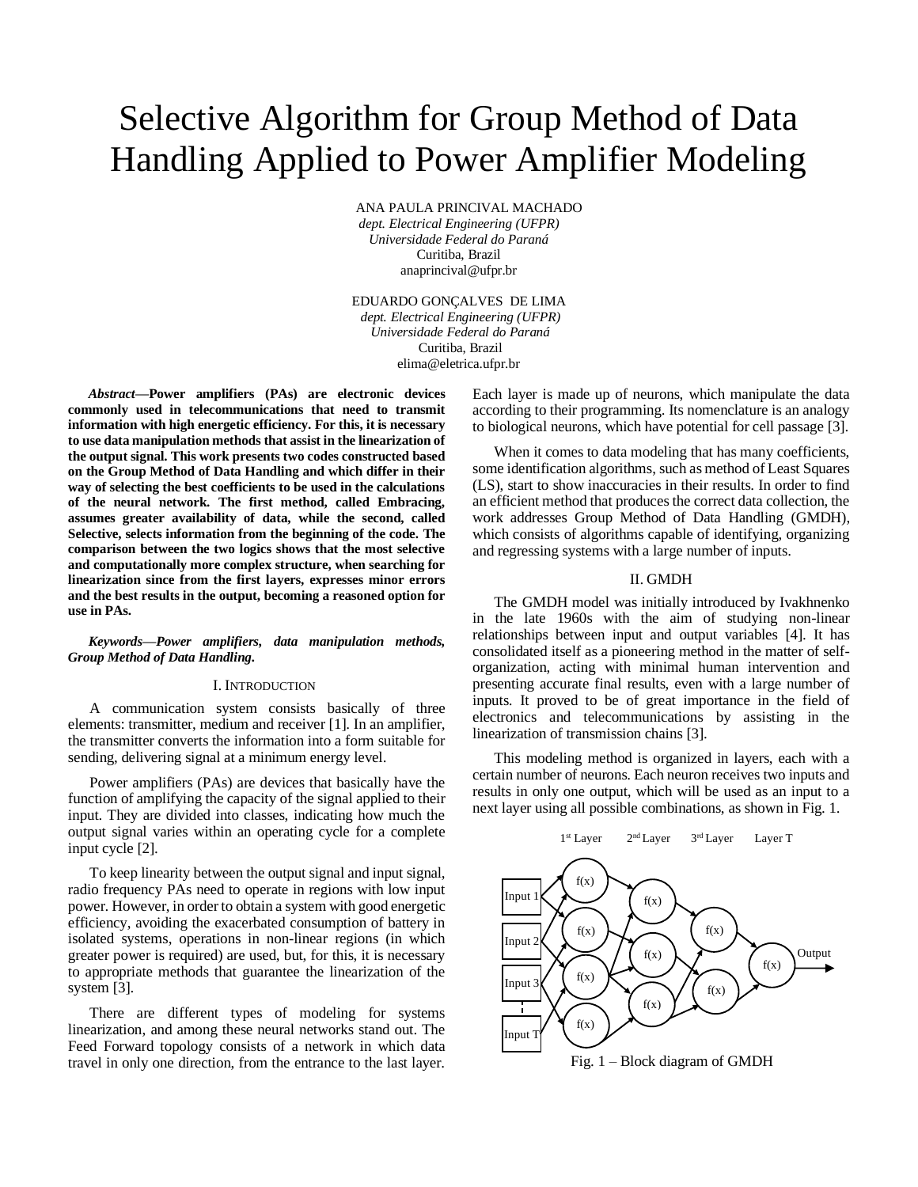# Selective Algorithm for Group Method of Data Handling Applied to Power Amplifier Modeling

ANA PAULA PRINCIVAL MACHADO
*dept. Electrical Engineering (UFPR)*
*Universidade Federal do Paraná*
Curitiba, Brazil
anaprincival@ufpr.br

EDUARDO GONÇALVES DE LIMA
*dept. Electrical Engineering (UFPR)*
*Universidade Federal do Paraná*
Curitiba, Brazil
elima@eletrica.ufpr.br

***Abstract*—Power amplifiers (PAs) are electronic devices commonly used in telecommunications that need to transmit information with high energetic efficiency. For this, it is necessary to use data manipulation methods that assist in the linearization of the output signal. This work presents two codes constructed based on the Group Method of Data Handling and which differ in their way of selecting the best coefficients to be used in the calculations of the neural network. The first method, called Embracing, assumes greater availability of data, while the second, called Selective, selects information from the beginning of the code. The comparison between the two logics shows that the most selective and computationally more complex structure, when searching for linearization since from the first layers, expresses minor errors and the best results in the output, becoming a reasoned option for use in PAs.**

***Keywords—Power amplifiers, data manipulation methods, Group Method of Data Handling.***

## I. Introduction

A communication system consists basically of three elements: transmitter, medium and receiver [1]. In an amplifier, the transmitter converts the information into a form suitable for sending, delivering signal at a minimum energy level.

Power amplifiers (PAs) are devices that basically have the function of amplifying the capacity of the signal applied to their input. They are divided into classes, indicating how much the output signal varies within an operating cycle for a complete input cycle [2].

To keep linearity between the output signal and input signal, radio frequency PAs need to operate in regions with low input power. However, in order to obtain a system with good energetic efficiency, avoiding the exacerbated consumption of battery in isolated systems, operations in non-linear regions (in which greater power is required) are used, but, for this, it is necessary to appropriate methods that guarantee the linearization of the system [3].

There are different types of modeling for systems linearization, and among these neural networks stand out. The Feed Forward topology consists of a network in which data travel in only one direction, from the entrance to the last layer. Each layer is made up of neurons, which manipulate the data according to their programming. Its nomenclature is an analogy to biological neurons, which have potential for cell passage [3].

When it comes to data modeling that has many coefficients, some identification algorithms, such as method of Least Squares (LS), start to show inaccuracies in their results. In order to find an efficient method that produces the correct data collection, the work addresses Group Method of Data Handling (GMDH), which consists of algorithms capable of identifying, organizing and regressing systems with a large number of inputs.

## II. GMDH

The GMDH model was initially introduced by Ivakhnenko in the late 1960s with the aim of studying non-linear relationships between input and output variables [4]. It has consolidated itself as a pioneering method in the matter of self-organization, acting with minimal human intervention and presenting accurate final results, even with a large number of inputs. It proved to be of great importance in the field of electronics and telecommunications by assisting in the linearization of transmission chains [3].

This modeling method is organized in layers, each with a certain number of neurons. Each neuron receives two inputs and results in only one output, which will be used as an input to a next layer using all possible combinations, as shown in Fig. 1.

1st Layer | 2nd Layer | 3rd Layer | Layer T

Input 1, Input 2, Input 3, Input T → f(x) → Output

Fig. 1 – Block diagram of GMDH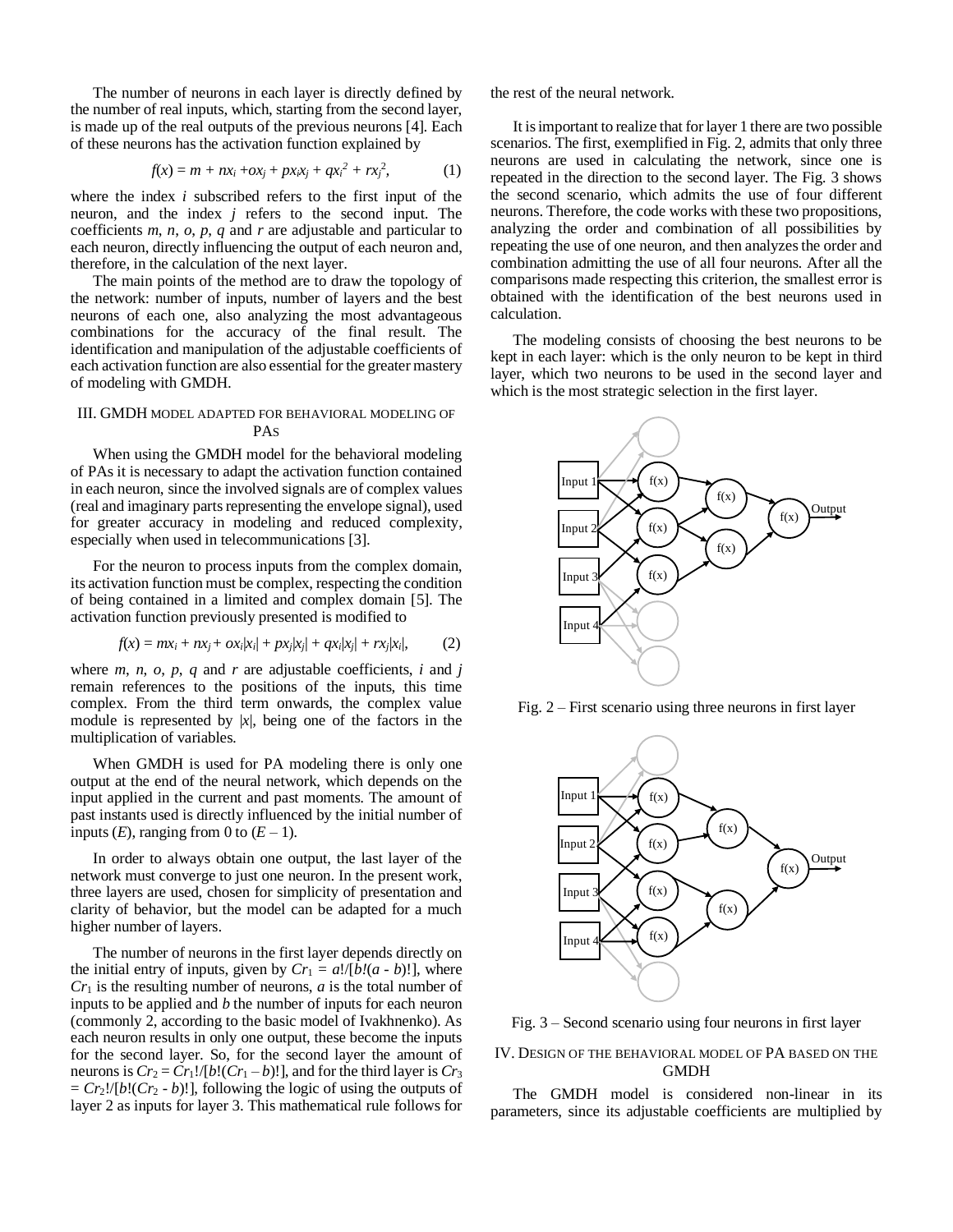The number of neurons in each layer is directly defined by the number of real inputs, which, starting from the second layer, is made up of the real outputs of the previous neurons [4]. Each of these neurons has the activation function explained by

$$f(x) = m + nx_i + ox_j + px_ix_j + qx_i^2 + rx_j^2, \tag{1}$$

where the index $i$ subscribed refers to the first input of the neuron, and the index $j$ refers to the second input. The coefficients $m$, $n$, $o$, $p$, $q$ and $r$ are adjustable and particular to each neuron, directly influencing the output of each neuron and, therefore, in the calculation of the next layer.

The main points of the method are to draw the topology of the network: number of inputs, number of layers and the best neurons of each one, also analyzing the most advantageous combinations for the accuracy of the final result. The identification and manipulation of the adjustable coefficients of each activation function are also essential for the greater mastery of modeling with GMDH.

## III. GMDH Model Adapted for Behavioral Modeling of PAs

When using the GMDH model for the behavioral modeling of PAs it is necessary to adapt the activation function contained in each neuron, since the involved signals are of complex values (real and imaginary parts representing the envelope signal), used for greater accuracy in modeling and reduced complexity, especially when used in telecommunications [3].

For the neuron to process inputs from the complex domain, its activation function must be complex, respecting the condition of being contained in a limited and complex domain [5]. The activation function previously presented is modified to

$$f(x) = mx_i + nx_j + ox_i|x_i| + px_j|x_j| + qx_i|x_j| + rx_j|x_i|, \tag{2}$$

where $m$, $n$, $o$, $p$, $q$ and $r$ are adjustable coefficients, $i$ and $j$ remain references to the positions of the inputs, this time complex. From the third term onwards, the complex value module is represented by $|x|$, being one of the factors in the multiplication of variables.

When GMDH is used for PA modeling there is only one output at the end of the neural network, which depends on the input applied in the current and past moments. The amount of past instants used is directly influenced by the initial number of inputs ($E$), ranging from 0 to $(E - 1)$.

In order to always obtain one output, the last layer of the network must converge to just one neuron. In the present work, three layers are used, chosen for simplicity of presentation and clarity of behavior, but the model can be adapted for a much higher number of layers.

The number of neurons in the first layer depends directly on the initial entry of inputs, given by $Cr_1 = a!/[b!(a - b)!]$, where $Cr_1$ is the resulting number of neurons, $a$ is the total number of inputs to be applied and $b$ the number of inputs for each neuron (commonly 2, according to the basic model of Ivakhnenko). As each neuron results in only one output, these become the inputs for the second layer. So, for the second layer the amount of neurons is $Cr_2 = Cr_1!/[b!(Cr_1 - b)!]$, and for the third layer is $Cr_3 = Cr_2!/[b!(Cr_2 - b)!]$, following the logic of using the outputs of layer 2 as inputs for layer 3. This mathematical rule follows for the rest of the neural network.

It is important to realize that for layer 1 there are two possible scenarios. The first, exemplified in Fig. 2, admits that only three neurons are used in calculating the network, since one is repeated in the direction to the second layer. The Fig. 3 shows the second scenario, which admits the use of four different neurons. Therefore, the code works with these two propositions, analyzing the order and combination of all possibilities by repeating the use of one neuron, and then analyzes the order and combination admitting the use of all four neurons. After all the comparisons made respecting this criterion, the smallest error is obtained with the identification of the best neurons used in calculation.

The modeling consists of choosing the best neurons to be kept in each layer: which is the only neuron to be kept in third layer, which two neurons to be used in the second layer and which is the most strategic selection in the first layer.

Fig. 2 – First scenario using three neurons in first layer

Fig. 3 – Second scenario using four neurons in first layer

## IV. Design of the Behavioral Model of PA Based on the GMDH

The GMDH model is considered non-linear in its parameters, since its adjustable coefficients are multiplied by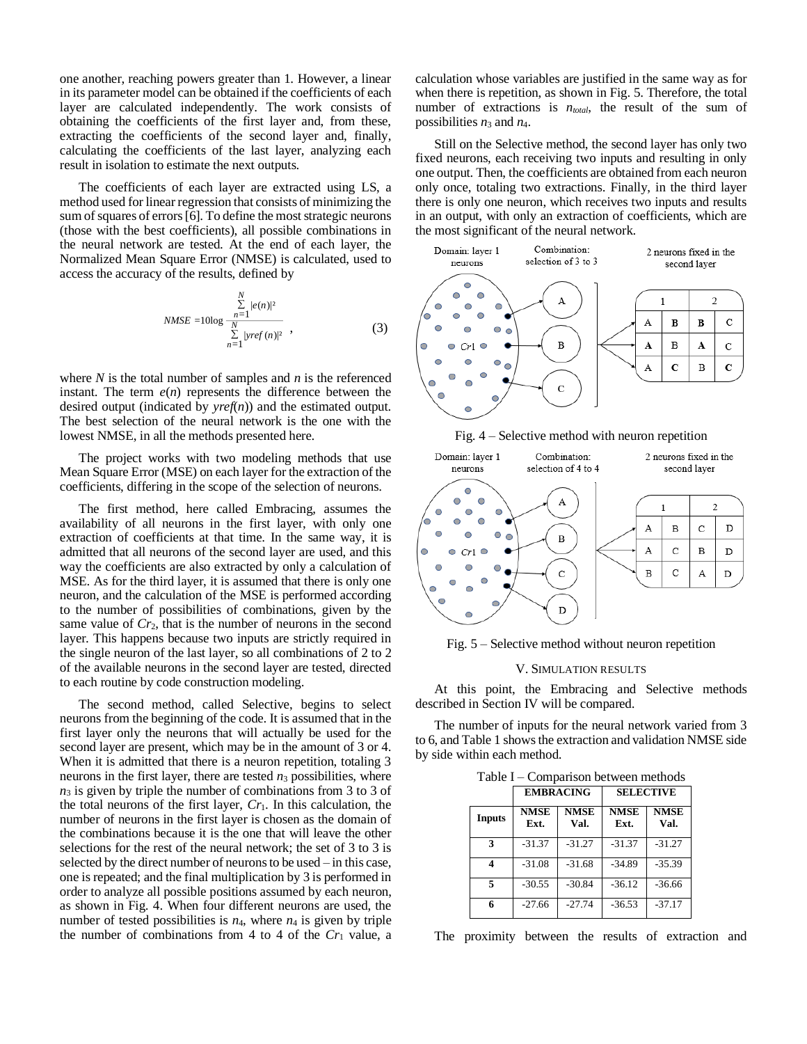one another, reaching powers greater than 1. However, a linear in its parameter model can be obtained if the coefficients of each layer are calculated independently. The work consists of obtaining the coefficients of the first layer and, from these, extracting the coefficients of the second layer and, finally, calculating the coefficients of the last layer, analyzing each result in isolation to estimate the next outputs.

The coefficients of each layer are extracted using LS, a method used for linear regression that consists of minimizing the sum of squares of errors [6]. To define the most strategic neurons (those with the best coefficients), all possible combinations in the neural network are tested. At the end of each layer, the Normalized Mean Square Error (NMSE) is calculated, used to access the accuracy of the results, defined by

$$NMSE = 10\log\frac{\sum_{n=1}^{N}|e(n)|^2}{\sum_{n=1}^{N}|yref(n)|^2}, \tag{3}$$

where $N$ is the total number of samples and $n$ is the referenced instant. The term $e(n)$ represents the difference between the desired output (indicated by $yref(n)$) and the estimated output. The best selection of the neural network is the one with the lowest NMSE, in all the methods presented here.

The project works with two modeling methods that use Mean Square Error (MSE) on each layer for the extraction of the coefficients, differing in the scope of the selection of neurons.

The first method, here called Embracing, assumes the availability of all neurons in the first layer, with only one extraction of coefficients at that time. In the same way, it is admitted that all neurons of the second layer are used, and this way the coefficients are also extracted by only a calculation of MSE. As for the third layer, it is assumed that there is only one neuron, and the calculation of the MSE is performed according to the number of possibilities of combinations, given by the same value of $Cr_2$, that is the number of neurons in the second layer. This happens because two inputs are strictly required in the single neuron of the last layer, so all combinations of 2 to 2 of the available neurons in the second layer are tested, directed to each routine by code construction modeling.

The second method, called Selective, begins to select neurons from the beginning of the code. It is assumed that in the first layer only the neurons that will actually be used for the second layer are present, which may be in the amount of 3 or 4. When it is admitted that there is a neuron repetition, totaling 3 neurons in the first layer, there are tested $n_3$ possibilities, where $n_3$ is given by triple the number of combinations from 3 to 3 of the total neurons of the first layer, $Cr_1$. In this calculation, the number of neurons in the first layer is chosen as the domain of the combinations because it is the one that will leave the other selections for the rest of the neural network; the set of 3 to 3 is selected by the direct number of neurons to be used – in this case, one is repeated; and the final multiplication by 3 is performed in order to analyze all possible positions assumed by each neuron, as shown in Fig. 4. When four different neurons are used, the number of tested possibilities is $n_4$, where $n_4$ is given by triple the number of combinations from 4 to 4 of the $Cr_1$ value, a calculation whose variables are justified in the same way as for when there is repetition, as shown in Fig. 5. Therefore, the total number of extractions is $n_{total}$, the result of the sum of possibilities $n_3$ and $n_4$.

Still on the Selective method, the second layer has only two fixed neurons, each receiving two inputs and resulting in only one output. Then, the coefficients are obtained from each neuron only once, totaling two extractions. Finally, in the third layer there is only one neuron, which receives two inputs and results in an output, with only an extraction of coefficients, which are the most significant of the neural network.

Fig. 4 – Selective method with neuron repetition

Fig. 5 – Selective method without neuron repetition

## V. Simulation Results

At this point, the Embracing and Selective methods described in Section IV will be compared.

The number of inputs for the neural network varied from 3 to 6, and Table 1 shows the extraction and validation NMSE side by side within each method.

Table I – Comparison between methods

| | EMBRACING | | SELECTIVE | |
|---|---|---|---|---|
| **Inputs** | **NMSE Ext.** | **NMSE Val.** | **NMSE Ext.** | **NMSE Val.** |
| **3** | -31.37 | -31.27 | -31.37 | -31.27 |
| **4** | -31.08 | -31.68 | -34.89 | -35.39 |
| **5** | -30.55 | -30.84 | -36.12 | -36.66 |
| **6** | -27.66 | -27.74 | -36.53 | -37.17 |

The proximity between the results of extraction and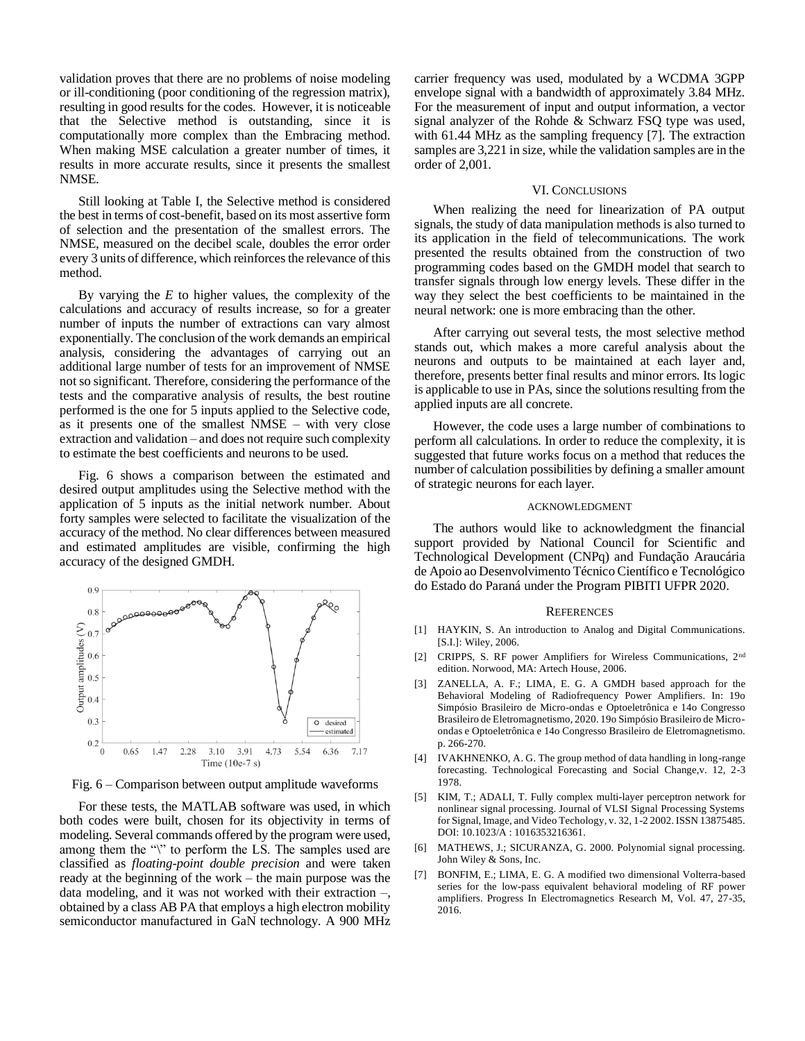validation proves that there are no problems of noise modeling or ill-conditioning (poor conditioning of the regression matrix), resulting in good results for the codes. However, it is noticeable that the Selective method is outstanding, since it is computationally more complex than the Embracing method. When making MSE calculation a greater number of times, it results in more accurate results, since it presents the smallest NMSE.

Still looking at Table I, the Selective method is considered the best in terms of cost-benefit, based on its most assertive form of selection and the presentation of the smallest errors. The NMSE, measured on the decibel scale, doubles the error order every 3 units of difference, which reinforces the relevance of this method.

By varying the $E$ to higher values, the complexity of the calculations and accuracy of results increase, so for a greater number of inputs the number of extractions can vary almost exponentially. The conclusion of the work demands an empirical analysis, considering the advantages of carrying out an additional large number of tests for an improvement of NMSE not so significant. Therefore, considering the performance of the tests and the comparative analysis of results, the best routine performed is the one for 5 inputs applied to the Selective code, as it presents one of the smallest NMSE – with very close extraction and validation – and does not require such complexity to estimate the best coefficients and neurons to be used.

Fig. 6 shows a comparison between the estimated and desired output amplitudes using the Selective method with the application of 5 inputs as the initial network number. About forty samples were selected to facilitate the visualization of the accuracy of the method. No clear differences between measured and estimated amplitudes are visible, confirming the high accuracy of the designed GMDH.

Output amplitudes (V)
0.9
0.8
0.7
0.6
0.5
0.4
0.3
0.2
0 0.65 1.47 2.28 3.10 3.91 4.73 5.54 6.36 7.17
Time (10e-7 s)
desired
estimated

Fig. 6 – Comparison between output amplitude waveforms

For these tests, the MATLAB software was used, in which both codes were built, chosen for its objectivity in terms of modeling. Several commands offered by the program were used, among them the "\" to perform the LS. The samples used are classified as *floating-point double precision* and were taken ready at the beginning of the work – the main purpose was the data modeling, and it was not worked with their extraction –, obtained by a class AB PA that employs a high electron mobility semiconductor manufactured in GaN technology. A 900 MHz carrier frequency was used, modulated by a WCDMA 3GPP envelope signal with a bandwidth of approximately 3.84 MHz. For the measurement of input and output information, a vector signal analyzer of the Rohde & Schwarz FSQ type was used, with 61.44 MHz as the sampling frequency [7]. The extraction samples are 3,221 in size, while the validation samples are in the order of 2,001.

## VI. Conclusions

When realizing the need for linearization of PA output signals, the study of data manipulation methods is also turned to its application in the field of telecommunications. The work presented the results obtained from the construction of two programming codes based on the GMDH model that search to transfer signals through low energy levels. These differ in the way they select the best coefficients to be maintained in the neural network: one is more embracing than the other.

After carrying out several tests, the most selective method stands out, which makes a more careful analysis about the neurons and outputs to be maintained at each layer and, therefore, presents better final results and minor errors. Its logic is applicable to use in PAs, since the solutions resulting from the applied inputs are all concrete.

However, the code uses a large number of combinations to perform all calculations. In order to reduce the complexity, it is suggested that future works focus on a method that reduces the number of calculation possibilities by defining a smaller amount of strategic neurons for each layer.

## Acknowledgment

The authors would like to acknowledgment the financial support provided by National Council for Scientific and Technological Development (CNPq) and Fundação Araucária de Apoio ao Desenvolvimento Técnico Científico e Tecnológico do Estado do Paraná under the Program PIBITI UFPR 2020.

## References

[1] HAYKIN, S. An introduction to Analog and Digital Communications. [S.I.]: Wiley, 2006.

[2] CRIPPS, S. RF power Amplifiers for Wireless Communications, 2nd edition. Norwood, MA: Artech House, 2006.

[3] ZANELLA, A. F.; LIMA, E. G. A GMDH based approach for the Behavioral Modeling of Radiofrequency Power Amplifiers. In: 19o Simpósio Brasileiro de Micro-ondas e Optoeletrônica e 14o Congresso Brasileiro de Eletromagnetismo, 2020. 19o Simpósio Brasileiro de Micro-ondas e Optoeletrônica e 14o Congresso Brasileiro de Eletromagnetismo. p. 266-270.

[4] IVAKHNENKO, A. G. The group method of data handling in long-range forecasting. Technological Forecasting and Social Change,v. 12, 2-3 1978.

[5] KIM, T.; ADALI, T. Fully complex multi-layer perceptron network for nonlinear signal processing. Journal of VLSI Signal Processing Systems for Signal, Image, and Video Techology, v. 32, 1-2 2002. ISSN 13875485. DOI: 10.1023/A : 1016353216361.

[6] MATHEWS, J.; SICURANZA, G. 2000. Polynomial signal processing. John Wiley & Sons, Inc.

[7] BONFIM, E.; LIMA, E. G. A modified two dimensional Volterra-based series for the low-pass equivalent behavioral modeling of RF power amplifiers. Progress In Electromagnetics Research M, Vol. 47, 27-35, 2016.